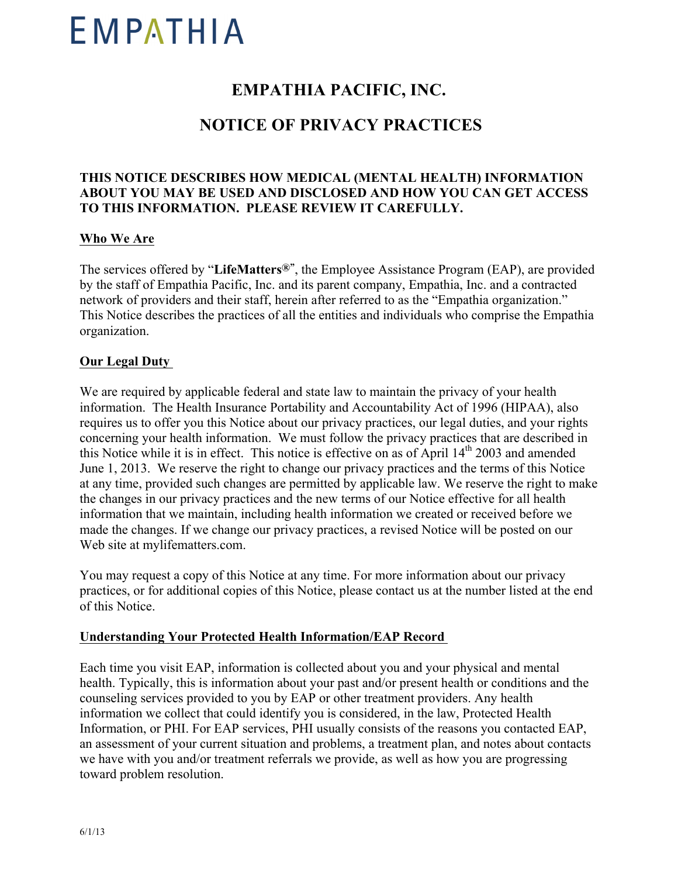EMPATHIA

# EMPATHIA PACIFIC, INC.

# NOTICE OF PRIVACY PRACTICES

**THIS NOTICE DESCRIBES HOW MEDICAL (MENTAL HEALTH) INFORMATION ABOUT YOU MAY BE USED AND DISCLOSED AND HOW YOU CAN GET ACCESS TO THIS INFORMATION. PLEASE REVIEW IT CAREFULLY.**

## Who We Are

The services offered by "**LifeMatters®**", the Employee Assistance Program (EAP), are provided by the staff of Empathia Pacific, Inc. and its parent company, Empathia, Inc. and a contracted network of providers and their staff, herein after referred to as the "Empathia organization." This Notice describes the practices of all the entities and individuals who comprise the Empathia organization.

## Our Legal Duty

We are required by applicable federal and state law to maintain the privacy of your health information. The Health Insurance Portability and Accountability Act of 1996 (HIPAA), also requires us to offer you this Notice about our privacy practices, our legal duties, and your rights concerning your health information. We must follow the privacy practices that are described in this Notice while it is in effect. This notice is effective on as of April 14th 2003 and amended June 1, 2013. We reserve the right to change our privacy practices and the terms of this Notice at any time, provided such changes are permitted by applicable law. We reserve the right to make the changes in our privacy practices and the new terms of our Notice effective for all health information that we maintain, including health information we created or received before we made the changes. If we change our privacy practices, a revised Notice will be posted on our Web site at mylifematters.com.

You may request a copy of this Notice at any time. For more information about our privacy practices, or for additional copies of this Notice, please contact us at the number listed at the end of this Notice.

## Understanding Your Protected Health Information/EAP Record

Each time you visit EAP, information is collected about you and your physical and mental health. Typically, this is information about your past and/or present health or conditions and the counseling services provided to you by EAP or other treatment providers. Any health information we collect that could identify you is considered, in the law, Protected Health Information, or PHI. For EAP services, PHI usually consists of the reasons you contacted EAP, an assessment of your current situation and problems, a treatment plan, and notes about contacts we have with you and/or treatment referrals we provide, as well as how you are progressing toward problem resolution.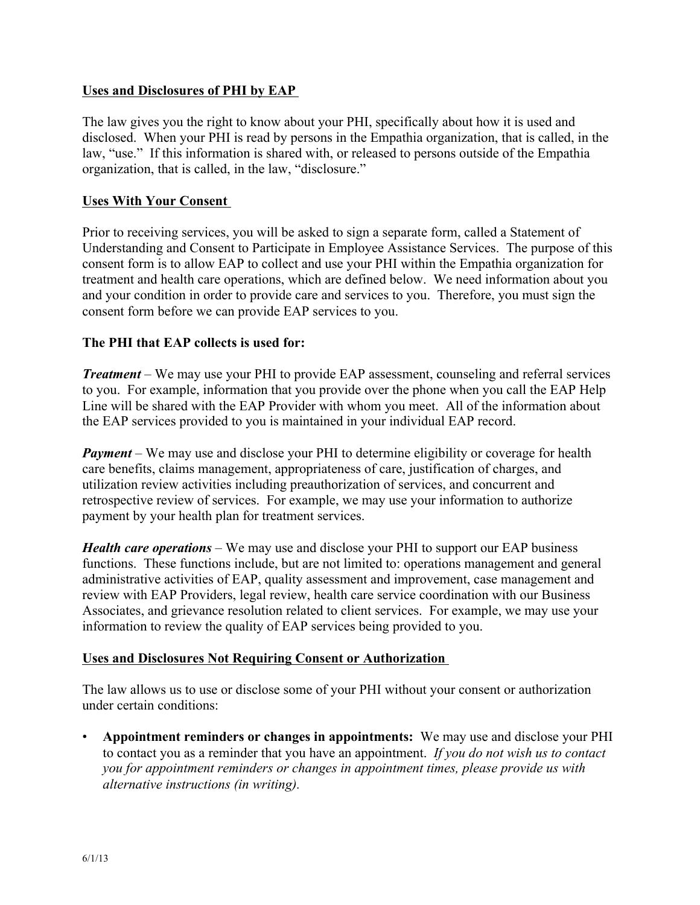## Uses and Disclosures of PHI by EAP

The law gives you the right to know about your PHI, specifically about how it is used and disclosed. When your PHI is read by persons in the Empathia organization, that is called, in the law, "use." If this information is shared with, or released to persons outside of the Empathia organization, that is called, in the law, "disclosure."

## Uses With Your Consent

Prior to receiving services, you will be asked to sign a separate form, called a Statement of Understanding and Consent to Participate in Employee Assistance Services. The purpose of this consent form is to allow EAP to collect and use your PHI within the Empathia organization for treatment and health care operations, which are defined below. We need information about you and your condition in order to provide care and services to you. Therefore, you must sign the consent form before we can provide EAP services to you.

### The PHI that EAP collects is used for:

***Treatment*** – We may use your PHI to provide EAP assessment, counseling and referral services to you. For example, information that you provide over the phone when you call the EAP Help Line will be shared with the EAP Provider with whom you meet. All of the information about the EAP services provided to you is maintained in your individual EAP record.

***Payment*** – We may use and disclose your PHI to determine eligibility or coverage for health care benefits, claims management, appropriateness of care, justification of charges, and utilization review activities including preauthorization of services, and concurrent and retrospective review of services. For example, we may use your information to authorize payment by your health plan for treatment services.

***Health care operations*** – We may use and disclose your PHI to support our EAP business functions. These functions include, but are not limited to: operations management and general administrative activities of EAP, quality assessment and improvement, case management and review with EAP Providers, legal review, health care service coordination with our Business Associates, and grievance resolution related to client services. For example, we may use your information to review the quality of EAP services being provided to you.

## Uses and Disclosures Not Requiring Consent or Authorization

The law allows us to use or disclose some of your PHI without your consent or authorization under certain conditions:

- **Appointment reminders or changes in appointments:** We may use and disclose your PHI to contact you as a reminder that you have an appointment. *If you do not wish us to contact you for appointment reminders or changes in appointment times, please provide us with alternative instructions (in writing).*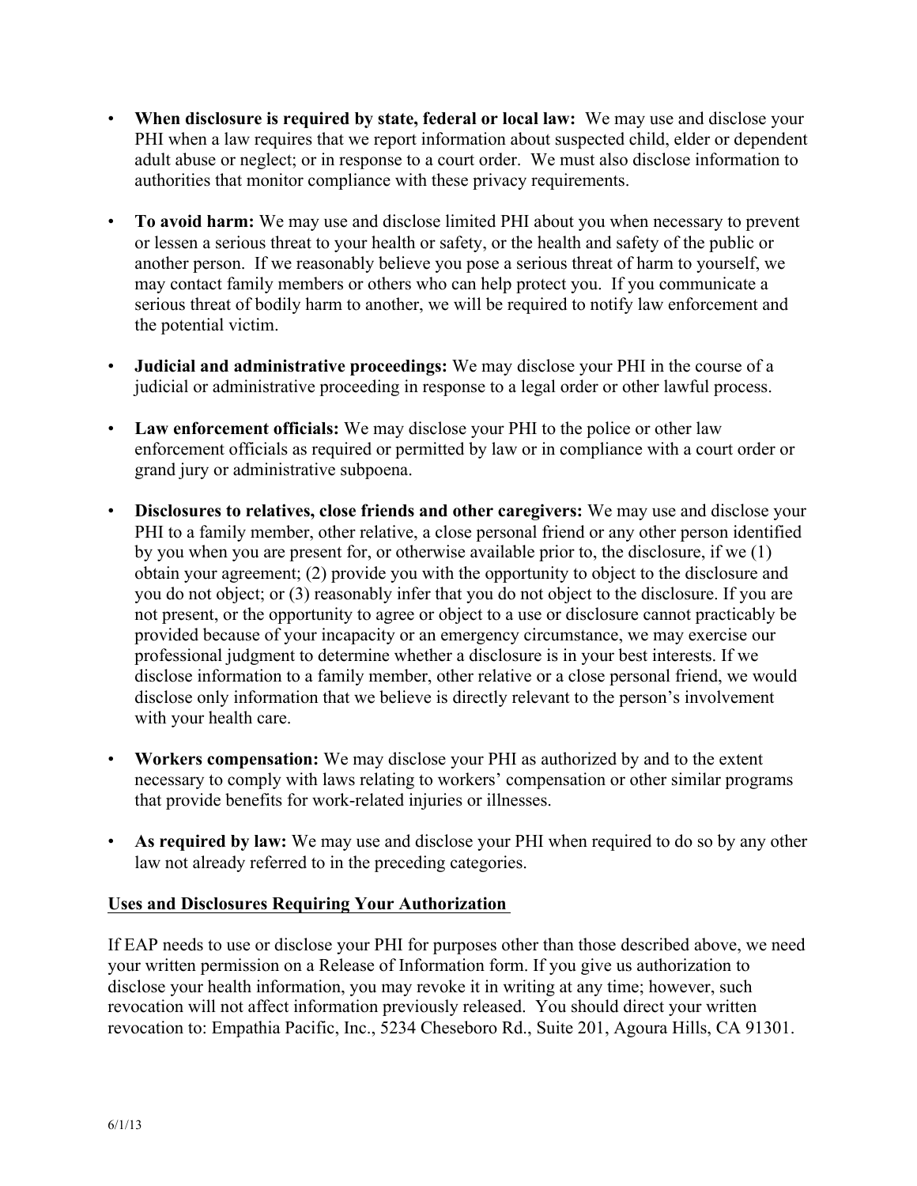- **When disclosure is required by state, federal or local law:** We may use and disclose your PHI when a law requires that we report information about suspected child, elder or dependent adult abuse or neglect; or in response to a court order. We must also disclose information to authorities that monitor compliance with these privacy requirements.

- **To avoid harm:** We may use and disclose limited PHI about you when necessary to prevent or lessen a serious threat to your health or safety, or the health and safety of the public or another person. If we reasonably believe you pose a serious threat of harm to yourself, we may contact family members or others who can help protect you. If you communicate a serious threat of bodily harm to another, we will be required to notify law enforcement and the potential victim.

- **Judicial and administrative proceedings:** We may disclose your PHI in the course of a judicial or administrative proceeding in response to a legal order or other lawful process.

- **Law enforcement officials:** We may disclose your PHI to the police or other law enforcement officials as required or permitted by law or in compliance with a court order or grand jury or administrative subpoena.

- **Disclosures to relatives, close friends and other caregivers:** We may use and disclose your PHI to a family member, other relative, a close personal friend or any other person identified by you when you are present for, or otherwise available prior to, the disclosure, if we (1) obtain your agreement; (2) provide you with the opportunity to object to the disclosure and you do not object; or (3) reasonably infer that you do not object to the disclosure. If you are not present, or the opportunity to agree or object to a use or disclosure cannot practicably be provided because of your incapacity or an emergency circumstance, we may exercise our professional judgment to determine whether a disclosure is in your best interests. If we disclose information to a family member, other relative or a close personal friend, we would disclose only information that we believe is directly relevant to the person's involvement with your health care.

- **Workers compensation:** We may disclose your PHI as authorized by and to the extent necessary to comply with laws relating to workers' compensation or other similar programs that provide benefits for work-related injuries or illnesses.

- **As required by law:** We may use and disclose your PHI when required to do so by any other law not already referred to in the preceding categories.

## Uses and Disclosures Requiring Your Authorization

If EAP needs to use or disclose your PHI for purposes other than those described above, we need your written permission on a Release of Information form. If you give us authorization to disclose your health information, you may revoke it in writing at any time; however, such revocation will not affect information previously released. You should direct your written revocation to: Empathia Pacific, Inc., 5234 Cheseboro Rd., Suite 201, Agoura Hills, CA 91301.

6/1/13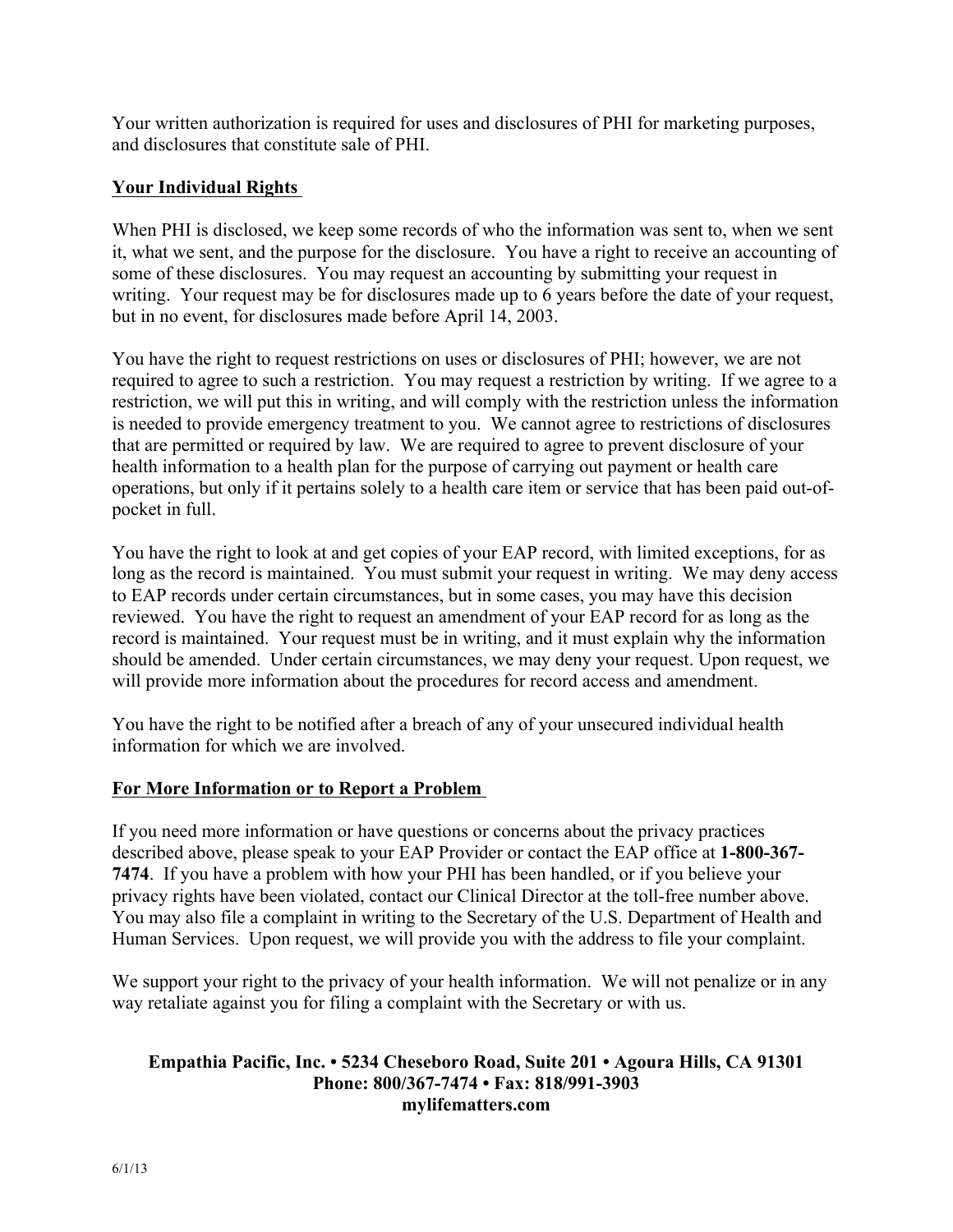Your written authorization is required for uses and disclosures of PHI for marketing purposes, and disclosures that constitute sale of PHI.

## **Your Individual Rights**

When PHI is disclosed, we keep some records of who the information was sent to, when we sent it, what we sent, and the purpose for the disclosure. You have a right to receive an accounting of some of these disclosures. You may request an accounting by submitting your request in writing. Your request may be for disclosures made up to 6 years before the date of your request, but in no event, for disclosures made before April 14, 2003.

You have the right to request restrictions on uses or disclosures of PHI; however, we are not required to agree to such a restriction. You may request a restriction by writing. If we agree to a restriction, we will put this in writing, and will comply with the restriction unless the information is needed to provide emergency treatment to you. We cannot agree to restrictions of disclosures that are permitted or required by law. We are required to agree to prevent disclosure of your health information to a health plan for the purpose of carrying out payment or health care operations, but only if it pertains solely to a health care item or service that has been paid out-of-pocket in full.

You have the right to look at and get copies of your EAP record, with limited exceptions, for as long as the record is maintained. You must submit your request in writing. We may deny access to EAP records under certain circumstances, but in some cases, you may have this decision reviewed. You have the right to request an amendment of your EAP record for as long as the record is maintained. Your request must be in writing, and it must explain why the information should be amended. Under certain circumstances, we may deny your request. Upon request, we will provide more information about the procedures for record access and amendment.

You have the right to be notified after a breach of any of your unsecured individual health information for which we are involved.

## **For More Information or to Report a Problem**

If you need more information or have questions or concerns about the privacy practices described above, please speak to your EAP Provider or contact the EAP office at **1-800-367-7474**. If you have a problem with how your PHI has been handled, or if you believe your privacy rights have been violated, contact our Clinical Director at the toll-free number above. You may also file a complaint in writing to the Secretary of the U.S. Department of Health and Human Services. Upon request, we will provide you with the address to file your complaint.

We support your right to the privacy of your health information. We will not penalize or in any way retaliate against you for filing a complaint with the Secretary or with us.

**Empathia Pacific, Inc. • 5234 Cheseboro Road, Suite 201 • Agoura Hills, CA 91301**
**Phone: 800/367-7474 • Fax: 818/991-3903**
**mylifematters.com**

6/1/13